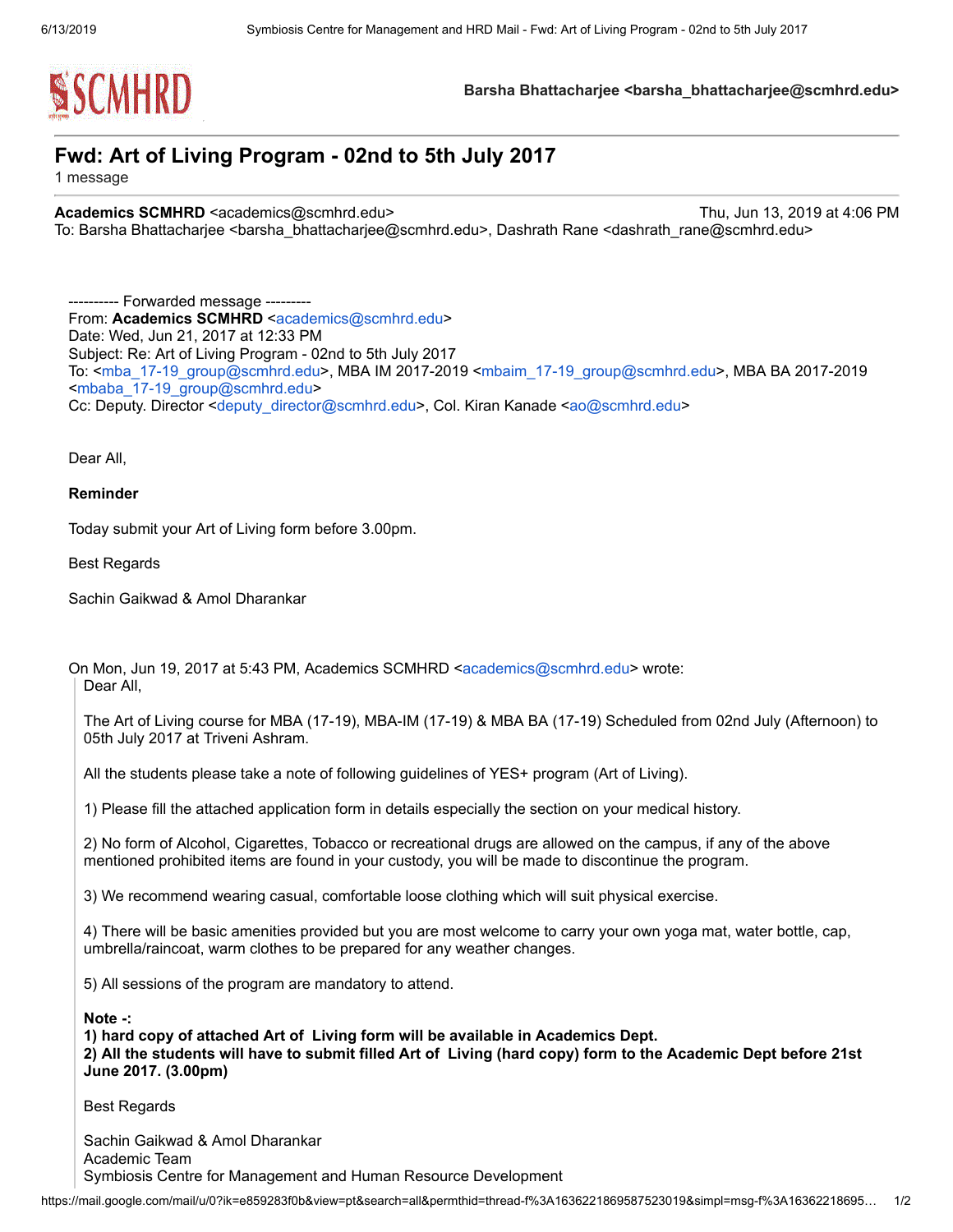SCMHRD

**Barsha Bhattacharjee <barsha_bhattacharjee@scmhrd.edu>**

# Fwd: Art of Living Program - 02nd to 5th July 2017

1 message

**Academics SCMHRD** <academics@scmhrd.edu> Thu, Jun 13, 2019 at 4:06 PM
To: Barsha Bhattacharjee <barsha_bhattacharjee@scmhrd.edu>, Dashrath Rane <dashrath_rane@scmhrd.edu>

---------- Forwarded message ---------
From: **Academics SCMHRD** <academics@scmhrd.edu>
Date: Wed, Jun 21, 2017 at 12:33 PM
Subject: Re: Art of Living Program - 02nd to 5th July 2017
To: <mba_17-19_group@scmhrd.edu>, MBA IM 2017-2019 <mbaim_17-19_group@scmhrd.edu>, MBA BA 2017-2019 <mbaba_17-19_group@scmhrd.edu>
Cc: Deputy. Director <deputy_director@scmhrd.edu>, Col. Kiran Kanade <ao@scmhrd.edu>

Dear All,

**Reminder**

Today submit your Art of Living form before 3.00pm.

Best Regards

Sachin Gaikwad & Amol Dharankar

On Mon, Jun 19, 2017 at 5:43 PM, Academics SCMHRD <academics@scmhrd.edu> wrote:

> Dear All,
>
> The Art of Living course for MBA (17-19), MBA-IM (17-19) & MBA BA (17-19) Scheduled from 02nd July (Afternoon) to 05th July 2017 at Triveni Ashram.
>
> All the students please take a note of following guidelines of YES+ program (Art of Living).
>
> 1) Please fill the attached application form in details especially the section on your medical history.
>
> 2) No form of Alcohol, Cigarettes, Tobacco or recreational drugs are allowed on the campus, if any of the above mentioned prohibited items are found in your custody, you will be made to discontinue the program.
>
> 3) We recommend wearing casual, comfortable loose clothing which will suit physical exercise.
>
> 4) There will be basic amenities provided but you are most welcome to carry your own yoga mat, water bottle, cap, umbrella/raincoat, warm clothes to be prepared for any weather changes.
>
> 5) All sessions of the program are mandatory to attend.
>
> **Note -:**
> **1) hard copy of attached Art of Living form will be available in Academics Dept.**
> **2) All the students will have to submit filled Art of Living (hard copy) form to the Academic Dept before 21st June 2017. (3.00pm)**
>
> Best Regards
>
> Sachin Gaikwad & Amol Dharankar
> Academic Team
> Symbiosis Centre for Management and Human Resource Development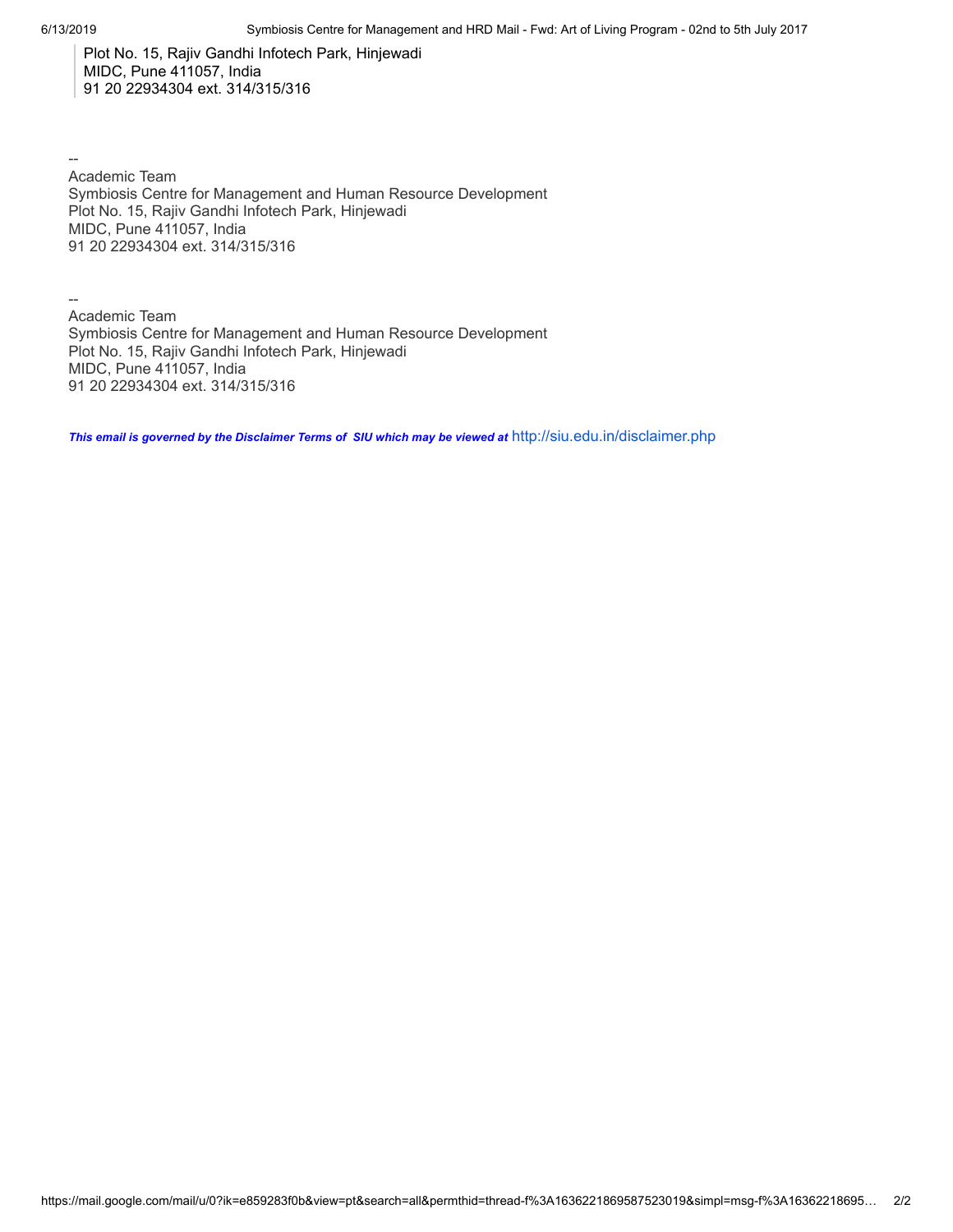> Plot No. 15, Rajiv Gandhi Infotech Park, Hinjewadi
> MIDC, Pune 411057, India
> 91 20 22934304 ext. 314/315/316

--
Academic Team
Symbiosis Centre for Management and Human Resource Development
Plot No. 15, Rajiv Gandhi Infotech Park, Hinjewadi
MIDC, Pune 411057, India
91 20 22934304 ext. 314/315/316

--
Academic Team
Symbiosis Centre for Management and Human Resource Development
Plot No. 15, Rajiv Gandhi Infotech Park, Hinjewadi
MIDC, Pune 411057, India
91 20 22934304 ext. 314/315/316

***This email is governed by the Disclaimer Terms of SIU which may be viewed at*** http://siu.edu.in/disclaimer.php